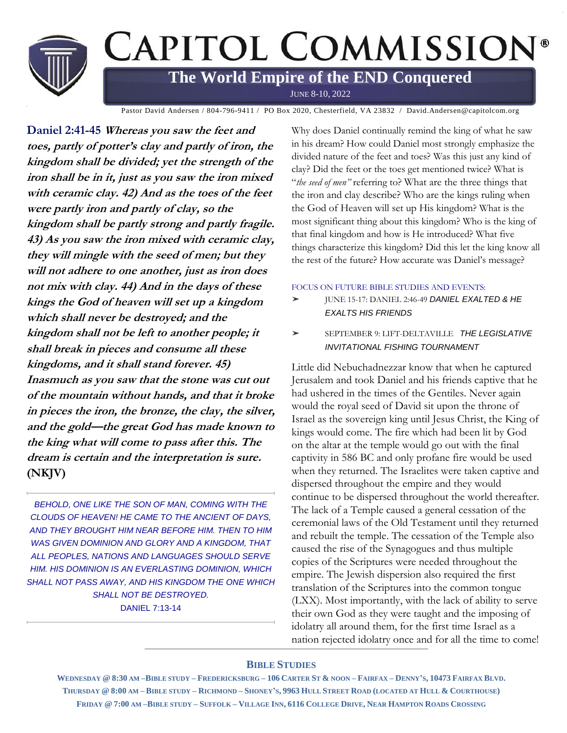# CAPITOL COMMISSION®

## The World Empire of the END Conquered

JUNE 8-10, 2022

Pastor David Andersen / 804-796-9411 / PO Box 2020, Chesterfield, VA 23832 / David.Andersen@capitolcom.org

**Daniel 2:41-45** ***Whereas you saw the feet and toes, partly of potter's clay and partly of iron, the kingdom shall be divided; yet the strength of the iron shall be in it, just as you saw the iron mixed with ceramic clay. 42) And as the toes of the feet were partly iron and partly of clay, so the kingdom shall be partly strong and partly fragile. 43) As you saw the iron mixed with ceramic clay, they will mingle with the seed of men; but they will not adhere to one another, just as iron does not mix with clay. 44) And in the days of these kings the God of heaven will set up a kingdom which shall never be destroyed; and the kingdom shall not be left to another people; it shall break in pieces and consume all these kingdoms, and it shall stand forever. 45) Inasmuch as you saw that the stone was cut out of the mountain without hands, and that it broke in pieces the iron, the bronze, the clay, the silver, and the gold—the great God has made known to the king what will come to pass after this. The dream is certain and the interpretation is sure.*** **(NKJV)**

*BEHOLD, ONE LIKE THE SON OF MAN, COMING WITH THE CLOUDS OF HEAVEN! HE CAME TO THE ANCIENT OF DAYS, AND THEY BROUGHT HIM NEAR BEFORE HIM. THEN TO HIM WAS GIVEN DOMINION AND GLORY AND A KINGDOM, THAT ALL PEOPLES, NATIONS AND LANGUAGES SHOULD SERVE HIM. HIS DOMINION IS AN EVERLASTING DOMINION, WHICH SHALL NOT PASS AWAY, AND HIS KINGDOM THE ONE WHICH SHALL NOT BE DESTROYED.*
DANIEL 7:13-14

Why does Daniel continually remind the king of what he saw in his dream? How could Daniel most strongly emphasize the divided nature of the feet and toes? Was this just any kind of clay? Did the feet or the toes get mentioned twice? What is "*the seed of men*" referring to? What are the three things that the iron and clay describe? Who are the kings ruling when the God of Heaven will set up His kingdom? What is the most significant thing about this kingdom? Who is the king of that final kingdom and how is He introduced? What five things characterize this kingdom? Did this let the king know all the rest of the future? How accurate was Daniel's message?

FOCUS ON FUTURE BIBLE STUDIES AND EVENTS:

- JUNE 15-17: DANIEL 2:46-49 *DANIEL EXALTED & HE EXALTS HIS FRIENDS*
- SEPTEMBER 9: LIFT-DELTAVILLE *THE LEGISLATIVE INVITATIONAL FISHING TOURNAMENT*

Little did Nebuchadnezzar know that when he captured Jerusalem and took Daniel and his friends captive that he had ushered in the times of the Gentiles. Never again would the royal seed of David sit upon the throne of Israel as the sovereign king until Jesus Christ, the King of kings would come. The fire which had been lit by God on the altar at the temple would go out with the final captivity in 586 BC and only profane fire would be used when they returned. The Israelites were taken captive and dispersed throughout the empire and they would continue to be dispersed throughout the world thereafter. The lack of a Temple caused a general cessation of the ceremonial laws of the Old Testament until they returned and rebuilt the temple. The cessation of the Temple also caused the rise of the Synagogues and thus multiple copies of the Scriptures were needed throughout the empire. The Jewish dispersion also required the first translation of the Scriptures into the common tongue (LXX). Most importantly, with the lack of ability to serve their own God as they were taught and the imposing of idolatry all around them, for the first time Israel as a nation rejected idolatry once and for all the time to come!

### BIBLE STUDIES

**WEDNESDAY @ 8:30 AM – BIBLE STUDY – FREDERICKSBURG – 106 CARTER ST & NOON – FAIRFAX – DENNY'S, 10473 FAIRFAX BLVD.**
**THURSDAY @ 8:00 AM – BIBLE STUDY – RICHMOND – SHONEY'S, 9963 HULL STREET ROAD (LOCATED AT HULL & COURTHOUSE)**
**FRIDAY @ 7:00 AM – BIBLE STUDY – SUFFOLK – VILLAGE INN, 6116 COLLEGE DRIVE, NEAR HAMPTON ROADS CROSSING**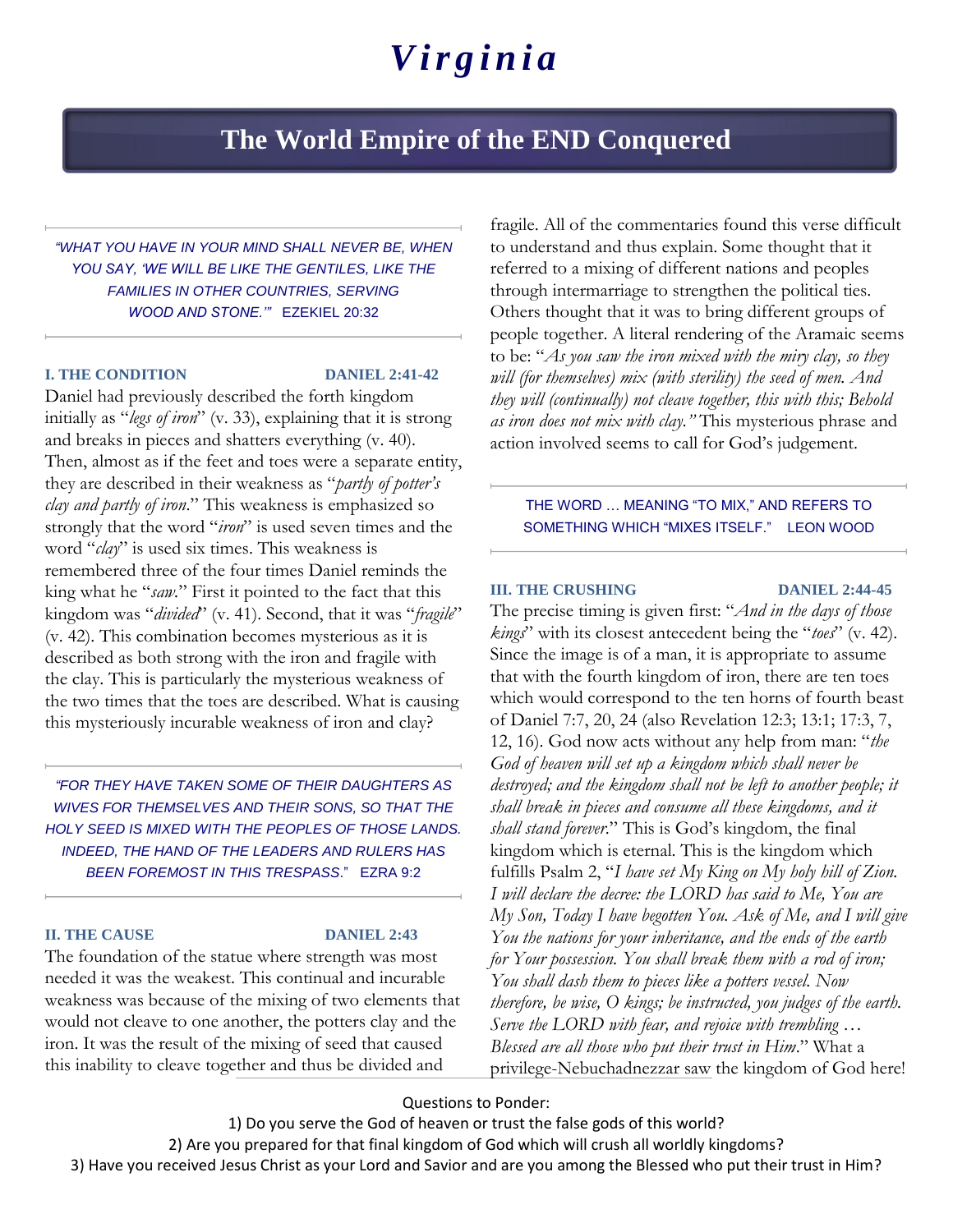# *Virginia*

## The World Empire of the END Conquered

"WHAT YOU HAVE IN YOUR MIND SHALL NEVER BE, WHEN YOU SAY, 'WE WILL BE LIKE THE GENTILES, LIKE THE FAMILIES IN OTHER COUNTRIES, SERVING WOOD AND STONE.'" EZEKIEL 20:32

### I. THE CONDITION — DANIEL 2:41-42

Daniel had previously described the forth kingdom initially as "*legs of iron*" (v. 33), explaining that it is strong and breaks in pieces and shatters everything (v. 40). Then, almost as if the feet and toes were a separate entity, they are described in their weakness as "*partly of potter's clay and partly of iron*." This weakness is emphasized so strongly that the word "*iron*" is used seven times and the word "*clay*" is used six times. This weakness is remembered three of the four times Daniel reminds the king what he "*saw.*" First it pointed to the fact that this kingdom was "*divided*" (v. 41). Second, that it was "*fragile*" (v. 42). This combination becomes mysterious as it is described as both strong with the iron and fragile with the clay. This is particularly the mysterious weakness of the two times that the toes are described. What is causing this mysteriously incurable weakness of iron and clay?

"FOR THEY HAVE TAKEN SOME OF THEIR DAUGHTERS AS WIVES FOR THEMSELVES AND THEIR SONS, SO THAT THE HOLY SEED IS MIXED WITH THE PEOPLES OF THOSE LANDS. INDEED, THE HAND OF THE LEADERS AND RULERS HAS BEEN FOREMOST IN THIS TRESPASS." EZRA 9:2

### II. THE CAUSE — DANIEL 2:43

The foundation of the statue where strength was most needed it was the weakest. This continual and incurable weakness was because of the mixing of two elements that would not cleave to one another, the potters clay and the iron. It was the result of the mixing of seed that caused this inability to cleave together and thus be divided and fragile. All of the commentaries found this verse difficult to understand and thus explain. Some thought that it referred to a mixing of different nations and peoples through intermarriage to strengthen the political ties. Others thought that it was to bring different groups of people together. A literal rendering of the Aramaic seems to be: "*As you saw the iron mixed with the miry clay, so they will (for themselves) mix (with sterility) the seed of men. And they will (continually) not cleave together, this with this; Behold as iron does not mix with clay."* This mysterious phrase and action involved seems to call for God's judgement.

THE WORD … MEANING "TO MIX," AND REFERS TO SOMETHING WHICH "MIXES ITSELF." LEON WOOD

### III. THE CRUSHING — DANIEL 2:44-45

The precise timing is given first: "*And in the days of those kings*" with its closest antecedent being the "*toes*" (v. 42). Since the image is of a man, it is appropriate to assume that with the fourth kingdom of iron, there are ten toes which would correspond to the ten horns of fourth beast of Daniel 7:7, 20, 24 (also Revelation 12:3; 13:1; 17:3, 7, 12, 16). God now acts without any help from man: "*the God of heaven will set up a kingdom which shall never be destroyed; and the kingdom shall not be left to another people; it shall break in pieces and consume all these kingdoms, and it shall stand forever.*" This is God's kingdom, the final kingdom which is eternal. This is the kingdom which fulfills Psalm 2, "*I have set My King on My holy hill of Zion. I will declare the decree: the LORD has said to Me, You are My Son, Today I have begotten You. Ask of Me, and I will give You the nations for your inheritance, and the ends of the earth for Your possession. You shall break them with a rod of iron; You shall dash them to pieces like a potters vessel. Now therefore, be wise, O kings; be instructed, you judges of the earth. Serve the LORD with fear, and rejoice with trembling … Blessed are all those who put their trust in Him*." What a privilege-Nebuchadnezzar saw the kingdom of God here!

Questions to Ponder:

1) Do you serve the God of heaven or trust the false gods of this world?

2) Are you prepared for that final kingdom of God which will crush all worldly kingdoms?

3) Have you received Jesus Christ as your Lord and Savior and are you among the Blessed who put their trust in Him?